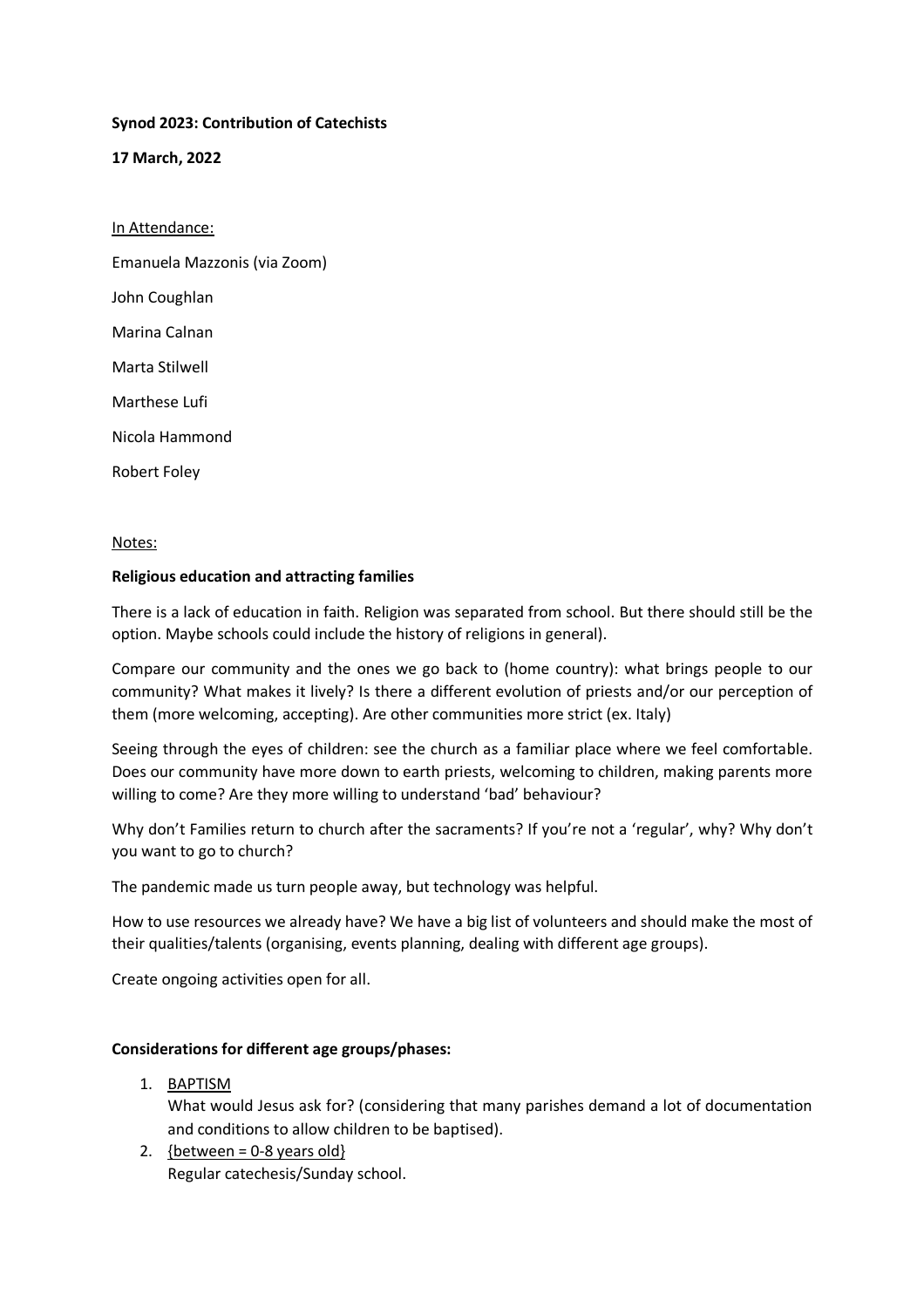**Synod 2023: Contribution of Catechists**

**17 March, 2022**

<u>In Attendance:</u>

Emanuela Mazzonis (via Zoom)

John Coughlan

Marina Calnan

Marta Stilwell

Marthese Lufi

Nicola Hammond

Robert Foley

<u>Notes:</u>

**Religious education and attracting families**

There is a lack of education in faith. Religion was separated from school. But there should still be the option. Maybe schools could include the history of religions in general).

Compare our community and the ones we go back to (home country): what brings people to our community? What makes it lively? Is there a different evolution of priests and/or our perception of them (more welcoming, accepting). Are other communities more strict (ex. Italy)

Seeing through the eyes of children: see the church as a familiar place where we feel comfortable. Does our community have more down to earth priests, welcoming to children, making parents more willing to come? Are they more willing to understand 'bad' behaviour?

Why don't Families return to church after the sacraments? If you're not a 'regular', why? Why don't you want to go to church?

The pandemic made us turn people away, but technology was helpful.

How to use resources we already have? We have a big list of volunteers and should make the most of their qualities/talents (organising, events planning, dealing with different age groups).

Create ongoing activities open for all.

**Considerations for different age groups/phases:**

1. <u>BAPTISM</u>
   What would Jesus ask for? (considering that many parishes demand a lot of documentation and conditions to allow children to be baptised).
2. <u>{between = 0-8 years old}</u>
   Regular catechesis/Sunday school.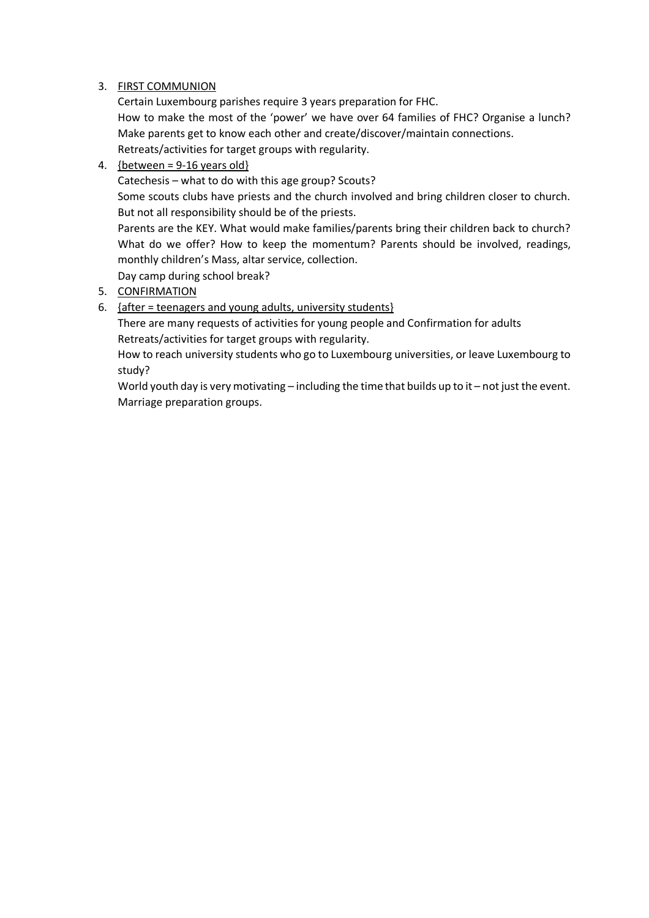3. <u>FIRST COMMUNION</u>

   Certain Luxembourg parishes require 3 years preparation for FHC.

   How to make the most of the 'power' we have over 64 families of FHC? Organise a lunch?

   Make parents get to know each other and create/discover/maintain connections.

   Retreats/activities for target groups with regularity.

4. <u>{between = 9-16 years old}</u>

   Catechesis – what to do with this age group? Scouts?

   Some scouts clubs have priests and the church involved and bring children closer to church. But not all responsibility should be of the priests.

   Parents are the KEY. What would make families/parents bring their children back to church? What do we offer? How to keep the momentum? Parents should be involved, readings, monthly children's Mass, altar service, collection.

   Day camp during school break?

5. <u>CONFIRMATION</u>

6. <u>{after = teenagers and young adults, university students}</u>

   There are many requests of activities for young people and Confirmation for adults

   Retreats/activities for target groups with regularity.

   How to reach university students who go to Luxembourg universities, or leave Luxembourg to study?

   World youth day is very motivating – including the time that builds up to it – not just the event.

   Marriage preparation groups.